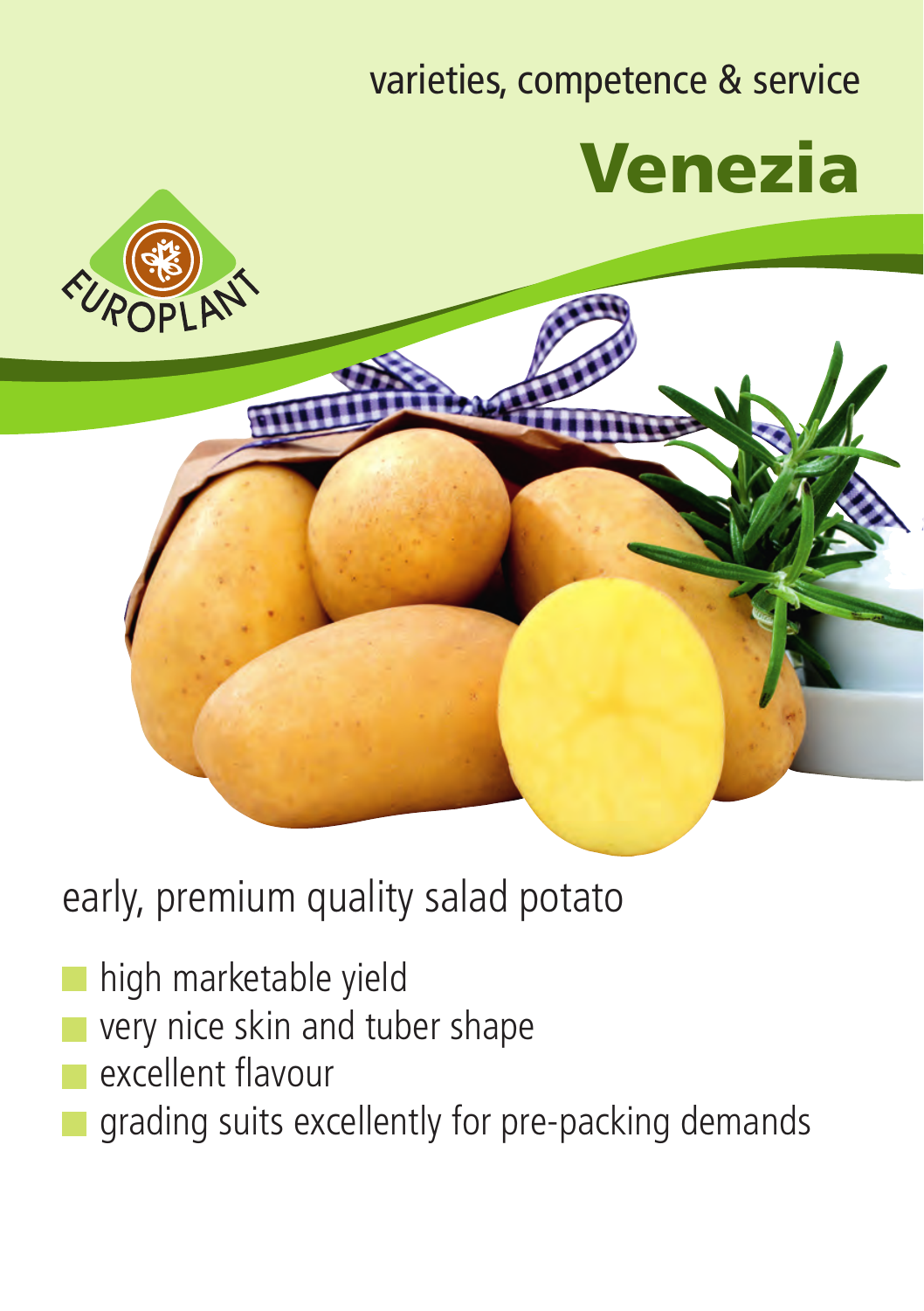varieties, competence & service

# Venezia

EUROPLANT

## early, premium quality salad potato

- high marketable yield
- very nice skin and tuber shape
- excellent flavour
- grading suits excellently for pre-packing demands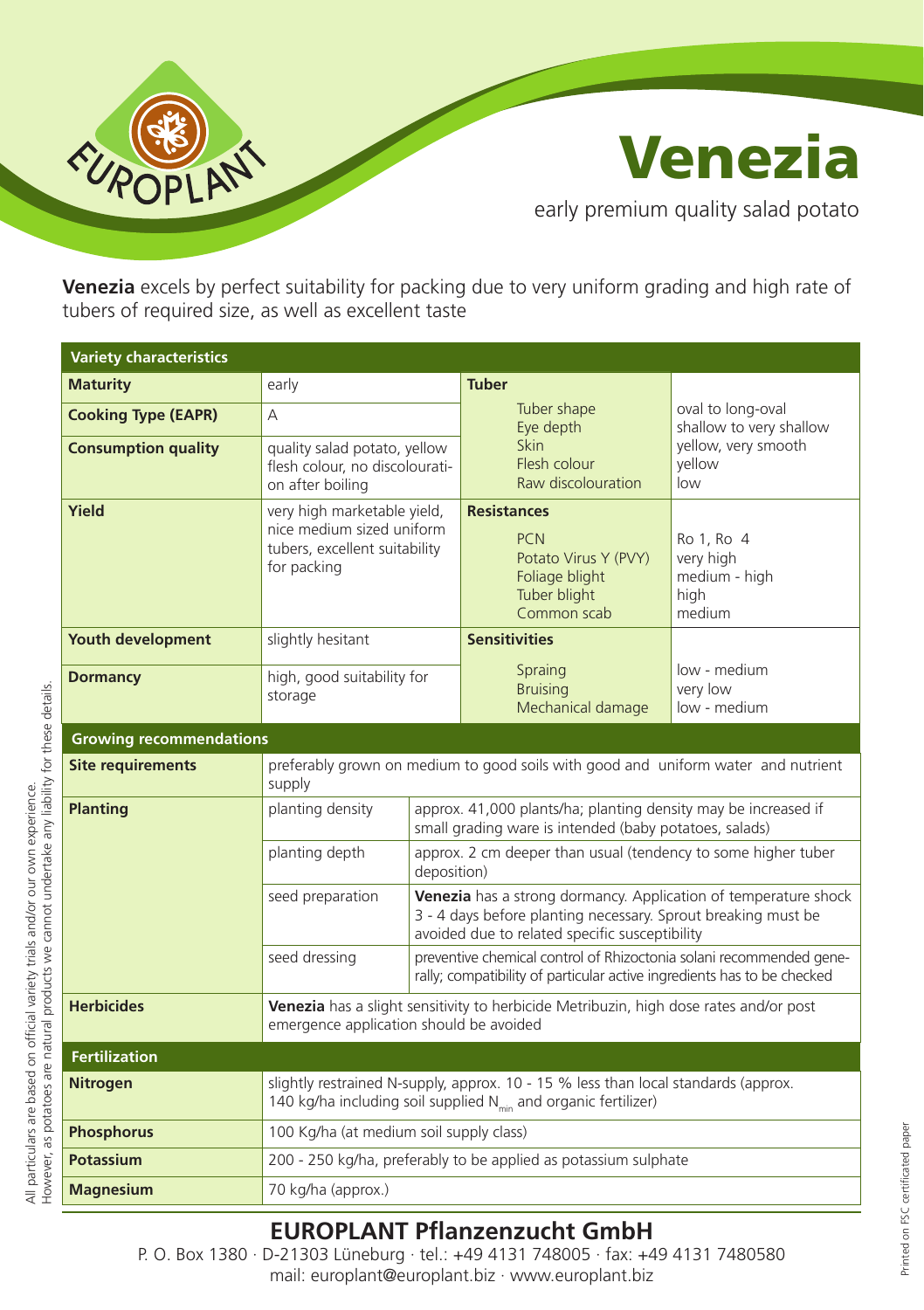# Venezia

early premium quality salad potato

**Venezia** excels by perfect suitability for packing due to very uniform grading and high rate of tubers of required size, as well as excellent taste

| Variety characteristics | | | |
|---|---|---|---|
| **Maturity** | early | **Tuber** | |
| **Cooking Type (EAPR)** | A | Tuber shape<br>Eye depth<br>Skin<br>Flesh colour<br>Raw discolouration | oval to long-oval<br>shallow to very shallow<br>yellow, very smooth<br>yellow<br>low |
| **Consumption quality** | quality salad potato, yellow flesh colour, no discolouration after boiling | | |
| **Yield** | very high marketable yield, nice medium sized uniform tubers, excellent suitability for packing | **Resistances**<br>PCN<br>Potato Virus Y (PVY)<br>Foliage blight<br>Tuber blight<br>Common scab | <br>Ro 1, Ro 4<br>very high<br>medium - high<br>high<br>medium |
| **Youth development** | slightly hesitant | **Sensitivities** | |
| **Dormancy** | high, good suitability for storage | Spraing<br>Bruising<br>Mechanical damage | low - medium<br>very low<br>low - medium |

| Growing recommendations | | |
|---|---|---|
| **Site requirements** | preferably grown on medium to good soils with good and uniform water and nutrient supply | |
| **Planting** | planting density | approx. 41,000 plants/ha; planting density may be increased if small grading ware is intended (baby potatoes, salads) |
| | planting depth | approx. 2 cm deeper than usual (tendency to some higher tuber deposition) |
| | seed preparation | **Venezia** has a strong dormancy. Application of temperature shock 3 - 4 days before planting necessary. Sprout breaking must be avoided due to related specific susceptibility |
| | seed dressing | preventive chemical control of Rhizoctonia solani recommended generally; compatibility of particular active ingredients has to be checked |
| **Herbicides** | **Venezia** has a slight sensitivity to herbicide Metribuzin, high dose rates and/or post emergence application should be avoided | |

| Fertilization | |
|---|---|
| **Nitrogen** | slightly restrained N-supply, approx. 10 - 15 % less than local standards (approx. 140 kg/ha including soil supplied $N_{min}$ and organic fertilizer) |
| **Phosphorus** | 100 Kg/ha (at medium soil supply class) |
| **Potassium** | 200 - 250 kg/ha, preferably to be applied as potassium sulphate |
| **Magnesium** | 70 kg/ha (approx.) |

All particulars are based on official variety trials and/or our own experience. However, as potatoes are natural products we cannot undertake any liability for these details.

## EUROPLANT Pflanzenzucht GmbH

P. O. Box 1380 · D-21303 Lüneburg · tel.: +49 4131 748005 · fax: +49 4131 7480580
mail: europlant@europlant.biz · www.europlant.biz

Printed on FSC certificated paper